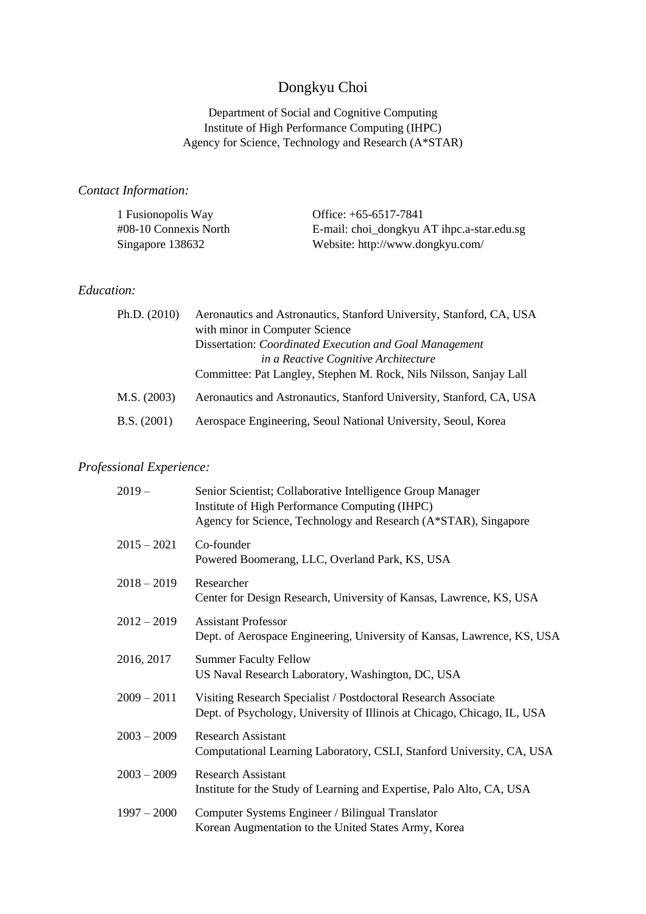# Dongkyu Choi

Department of Social and Cognitive Computing
Institute of High Performance Computing (IHPC)
Agency for Science, Technology and Research (A*STAR)

## *Contact Information:*

1 Fusionopolis Way
#08-10 Connexis North
Singapore 138632

Office: +65-6517-7841
E-mail: choi_dongkyu AT ihpc.a-star.edu.sg
Website: http://www.dongkyu.com/

## *Education:*

**Ph.D. (2010)** Aeronautics and Astronautics, Stanford University, Stanford, CA, USA
with minor in Computer Science
Dissertation: *Coordinated Execution and Goal Management in a Reactive Cognitive Architecture*
Committee: Pat Langley, Stephen M. Rock, Nils Nilsson, Sanjay Lall

**M.S. (2003)** Aeronautics and Astronautics, Stanford University, Stanford, CA, USA

**B.S. (2001)** Aerospace Engineering, Seoul National University, Seoul, Korea

## *Professional Experience:*

**2019 –** Senior Scientist; Collaborative Intelligence Group Manager
Institute of High Performance Computing (IHPC)
Agency for Science, Technology and Research (A*STAR), Singapore

**2015 – 2021** Co-founder
Powered Boomerang, LLC, Overland Park, KS, USA

**2018 – 2019** Researcher
Center for Design Research, University of Kansas, Lawrence, KS, USA

**2012 – 2019** Assistant Professor
Dept. of Aerospace Engineering, University of Kansas, Lawrence, KS, USA

**2016, 2017** Summer Faculty Fellow
US Naval Research Laboratory, Washington, DC, USA

**2009 – 2011** Visiting Research Specialist / Postdoctoral Research Associate
Dept. of Psychology, University of Illinois at Chicago, Chicago, IL, USA

**2003 – 2009** Research Assistant
Computational Learning Laboratory, CSLI, Stanford University, CA, USA

**2003 – 2009** Research Assistant
Institute for the Study of Learning and Expertise, Palo Alto, CA, USA

**1997 – 2000** Computer Systems Engineer / Bilingual Translator
Korean Augmentation to the United States Army, Korea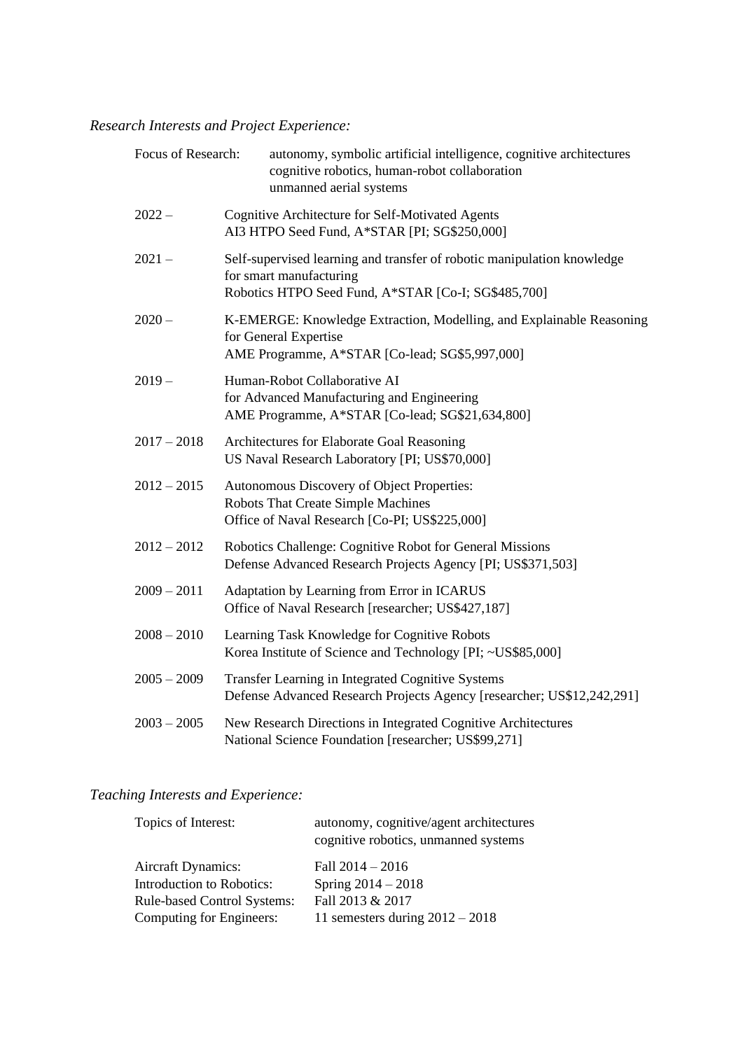*Research Interests and Project Experience:*

Focus of Research: autonomy, symbolic artificial intelligence, cognitive architectures
cognitive robotics, human-robot collaboration
unmanned aerial systems

2022 – Cognitive Architecture for Self-Motivated Agents
AI3 HTPO Seed Fund, A*STAR [PI; SG$250,000]

2021 – Self-supervised learning and transfer of robotic manipulation knowledge for smart manufacturing
Robotics HTPO Seed Fund, A*STAR [Co-I; SG$485,700]

2020 – K-EMERGE: Knowledge Extraction, Modelling, and Explainable Reasoning for General Expertise
AME Programme, A*STAR [Co-lead; SG$5,997,000]

2019 – Human-Robot Collaborative AI for Advanced Manufacturing and Engineering
AME Programme, A*STAR [Co-lead; SG$21,634,800]

2017 – 2018 Architectures for Elaborate Goal Reasoning
US Naval Research Laboratory [PI; US$70,000]

2012 – 2015 Autonomous Discovery of Object Properties: Robots That Create Simple Machines
Office of Naval Research [Co-PI; US$225,000]

2012 – 2012 Robotics Challenge: Cognitive Robot for General Missions
Defense Advanced Research Projects Agency [PI; US$371,503]

2009 – 2011 Adaptation by Learning from Error in ICARUS
Office of Naval Research [researcher; US$427,187]

2008 – 2010 Learning Task Knowledge for Cognitive Robots
Korea Institute of Science and Technology [PI; ~US$85,000]

2005 – 2009 Transfer Learning in Integrated Cognitive Systems
Defense Advanced Research Projects Agency [researcher; US$12,242,291]

2003 – 2005 New Research Directions in Integrated Cognitive Architectures
National Science Foundation [researcher; US$99,271]

*Teaching Interests and Experience:*

Topics of Interest: autonomy, cognitive/agent architectures
cognitive robotics, unmanned systems

Aircraft Dynamics: Fall 2014 – 2016
Introduction to Robotics: Spring 2014 – 2018
Rule-based Control Systems: Fall 2013 & 2017
Computing for Engineers: 11 semesters during 2012 – 2018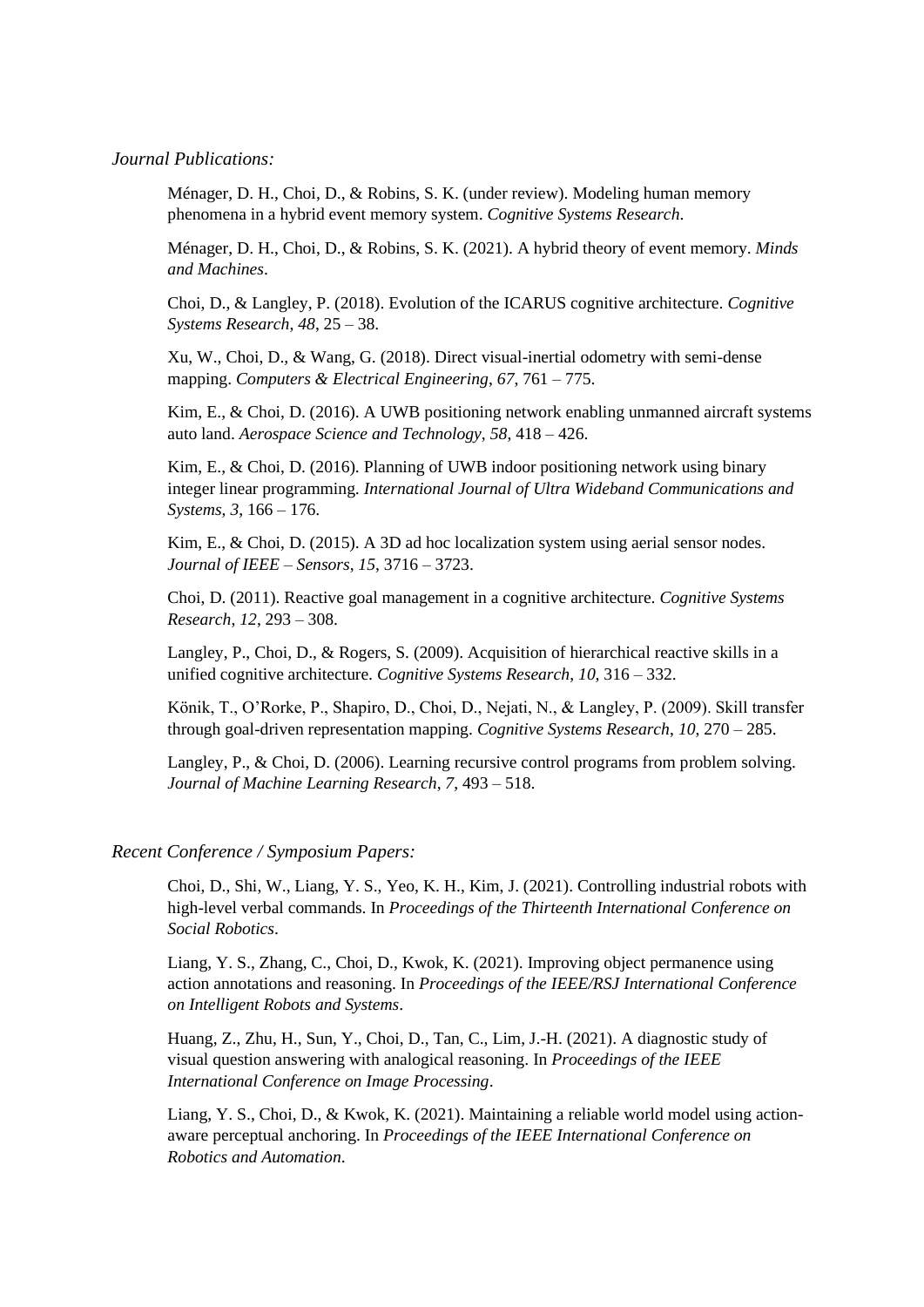*Journal Publications:*

Ménager, D. H., Choi, D., & Robins, S. K. (under review). Modeling human memory phenomena in a hybrid event memory system. *Cognitive Systems Research*.

Ménager, D. H., Choi, D., & Robins, S. K. (2021). A hybrid theory of event memory. *Minds and Machines*.

Choi, D., & Langley, P. (2018). Evolution of the ICARUS cognitive architecture. *Cognitive Systems Research*, *48*, 25 – 38.

Xu, W., Choi, D., & Wang, G. (2018). Direct visual-inertial odometry with semi-dense mapping. *Computers & Electrical Engineering*, *67*, 761 – 775.

Kim, E., & Choi, D. (2016). A UWB positioning network enabling unmanned aircraft systems auto land. *Aerospace Science and Technology*, *58*, 418 – 426.

Kim, E., & Choi, D. (2016). Planning of UWB indoor positioning network using binary integer linear programming. *International Journal of Ultra Wideband Communications and Systems*, *3*, 166 – 176.

Kim, E., & Choi, D. (2015). A 3D ad hoc localization system using aerial sensor nodes. *Journal of IEEE – Sensors*, *15*, 3716 – 3723.

Choi, D. (2011). Reactive goal management in a cognitive architecture. *Cognitive Systems Research*, *12*, 293 – 308.

Langley, P., Choi, D., & Rogers, S. (2009). Acquisition of hierarchical reactive skills in a unified cognitive architecture. *Cognitive Systems Research*, *10*, 316 – 332.

Könik, T., O'Rorke, P., Shapiro, D., Choi, D., Nejati, N., & Langley, P. (2009). Skill transfer through goal-driven representation mapping. *Cognitive Systems Research*, *10*, 270 – 285.

Langley, P., & Choi, D. (2006). Learning recursive control programs from problem solving. *Journal of Machine Learning Research*, *7*, 493 – 518.

*Recent Conference / Symposium Papers:*

Choi, D., Shi, W., Liang, Y. S., Yeo, K. H., Kim, J. (2021). Controlling industrial robots with high-level verbal commands. In *Proceedings of the Thirteenth International Conference on Social Robotics*.

Liang, Y. S., Zhang, C., Choi, D., Kwok, K. (2021). Improving object permanence using action annotations and reasoning. In *Proceedings of the IEEE/RSJ International Conference on Intelligent Robots and Systems*.

Huang, Z., Zhu, H., Sun, Y., Choi, D., Tan, C., Lim, J.-H. (2021). A diagnostic study of visual question answering with analogical reasoning. In *Proceedings of the IEEE International Conference on Image Processing*.

Liang, Y. S., Choi, D., & Kwok, K. (2021). Maintaining a reliable world model using action-aware perceptual anchoring. In *Proceedings of the IEEE International Conference on Robotics and Automation*.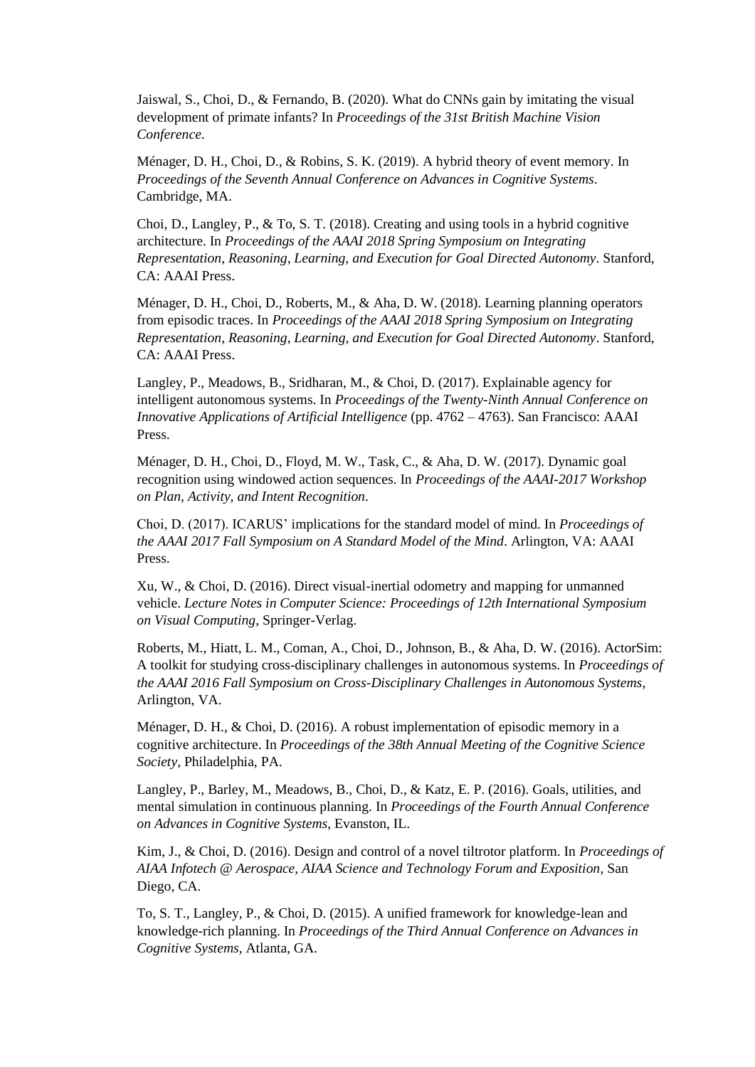Jaiswal, S., Choi, D., & Fernando, B. (2020). What do CNNs gain by imitating the visual development of primate infants? In *Proceedings of the 31st British Machine Vision Conference.*

Ménager, D. H., Choi, D., & Robins, S. K. (2019). A hybrid theory of event memory. In *Proceedings of the Seventh Annual Conference on Advances in Cognitive Systems*. Cambridge, MA.

Choi, D., Langley, P., & To, S. T. (2018). Creating and using tools in a hybrid cognitive architecture. In *Proceedings of the AAAI 2018 Spring Symposium on Integrating Representation, Reasoning, Learning, and Execution for Goal Directed Autonomy*. Stanford, CA: AAAI Press.

Ménager, D. H., Choi, D., Roberts, M., & Aha, D. W. (2018). Learning planning operators from episodic traces. In *Proceedings of the AAAI 2018 Spring Symposium on Integrating Representation, Reasoning, Learning, and Execution for Goal Directed Autonomy*. Stanford, CA: AAAI Press.

Langley, P., Meadows, B., Sridharan, M., & Choi, D. (2017). Explainable agency for intelligent autonomous systems. In *Proceedings of the Twenty-Ninth Annual Conference on Innovative Applications of Artificial Intelligence* (pp. 4762 – 4763). San Francisco: AAAI Press.

Ménager, D. H., Choi, D., Floyd, M. W., Task, C., & Aha, D. W. (2017). Dynamic goal recognition using windowed action sequences. In *Proceedings of the AAAI-2017 Workshop on Plan, Activity, and Intent Recognition*.

Choi, D. (2017). ICARUS' implications for the standard model of mind. In *Proceedings of the AAAI 2017 Fall Symposium on A Standard Model of the Mind*. Arlington, VA: AAAI Press.

Xu, W., & Choi, D. (2016). Direct visual-inertial odometry and mapping for unmanned vehicle. *Lecture Notes in Computer Science: Proceedings of 12th International Symposium on Visual Computing*, Springer-Verlag.

Roberts, M., Hiatt, L. M., Coman, A., Choi, D., Johnson, B., & Aha, D. W. (2016). ActorSim: A toolkit for studying cross-disciplinary challenges in autonomous systems. In *Proceedings of the AAAI 2016 Fall Symposium on Cross-Disciplinary Challenges in Autonomous Systems*, Arlington, VA.

Ménager, D. H., & Choi, D. (2016). A robust implementation of episodic memory in a cognitive architecture. In *Proceedings of the 38th Annual Meeting of the Cognitive Science Society*, Philadelphia, PA.

Langley, P., Barley, M., Meadows, B., Choi, D., & Katz, E. P. (2016). Goals, utilities, and mental simulation in continuous planning. In *Proceedings of the Fourth Annual Conference on Advances in Cognitive Systems*, Evanston, IL.

Kim, J., & Choi, D. (2016). Design and control of a novel tiltrotor platform. In *Proceedings of AIAA Infotech @ Aerospace, AIAA Science and Technology Forum and Exposition*, San Diego, CA.

To, S. T., Langley, P., & Choi, D. (2015). A unified framework for knowledge-lean and knowledge-rich planning. In *Proceedings of the Third Annual Conference on Advances in Cognitive Systems*, Atlanta, GA.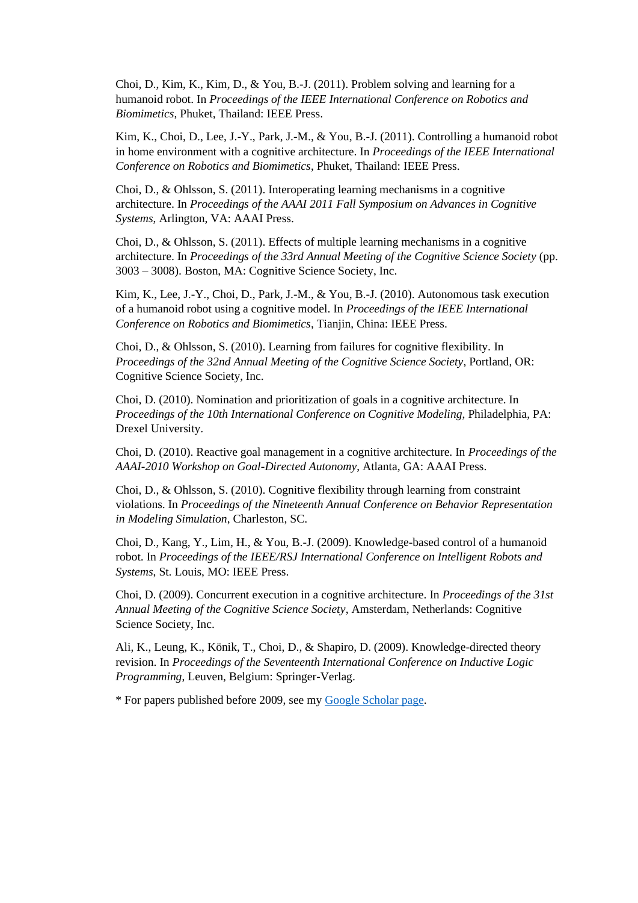Choi, D., Kim, K., Kim, D., & You, B.-J. (2011). Problem solving and learning for a humanoid robot. In *Proceedings of the IEEE International Conference on Robotics and Biomimetics*, Phuket, Thailand: IEEE Press.

Kim, K., Choi, D., Lee, J.-Y., Park, J.-M., & You, B.-J. (2011). Controlling a humanoid robot in home environment with a cognitive architecture. In *Proceedings of the IEEE International Conference on Robotics and Biomimetics*, Phuket, Thailand: IEEE Press.

Choi, D., & Ohlsson, S. (2011). Interoperating learning mechanisms in a cognitive architecture. In *Proceedings of the AAAI 2011 Fall Symposium on Advances in Cognitive Systems*, Arlington, VA: AAAI Press.

Choi, D., & Ohlsson, S. (2011). Effects of multiple learning mechanisms in a cognitive architecture. In *Proceedings of the 33rd Annual Meeting of the Cognitive Science Society* (pp. 3003 – 3008). Boston, MA: Cognitive Science Society, Inc.

Kim, K., Lee, J.-Y., Choi, D., Park, J.-M., & You, B.-J. (2010). Autonomous task execution of a humanoid robot using a cognitive model. In *Proceedings of the IEEE International Conference on Robotics and Biomimetics*, Tianjin, China: IEEE Press.

Choi, D., & Ohlsson, S. (2010). Learning from failures for cognitive flexibility. In *Proceedings of the 32nd Annual Meeting of the Cognitive Science Society*, Portland, OR: Cognitive Science Society, Inc.

Choi, D. (2010). Nomination and prioritization of goals in a cognitive architecture. In *Proceedings of the 10th International Conference on Cognitive Modeling*, Philadelphia, PA: Drexel University.

Choi, D. (2010). Reactive goal management in a cognitive architecture. In *Proceedings of the AAAI-2010 Workshop on Goal-Directed Autonomy*, Atlanta, GA: AAAI Press.

Choi, D., & Ohlsson, S. (2010). Cognitive flexibility through learning from constraint violations. In *Proceedings of the Nineteenth Annual Conference on Behavior Representation in Modeling Simulation*, Charleston, SC.

Choi, D., Kang, Y., Lim, H., & You, B.-J. (2009). Knowledge-based control of a humanoid robot. In *Proceedings of the IEEE/RSJ International Conference on Intelligent Robots and Systems*, St. Louis, MO: IEEE Press.

Choi, D. (2009). Concurrent execution in a cognitive architecture. In *Proceedings of the 31st Annual Meeting of the Cognitive Science Society*, Amsterdam, Netherlands: Cognitive Science Society, Inc.

Ali, K., Leung, K., Könik, T., Choi, D., & Shapiro, D. (2009). Knowledge-directed theory revision. In *Proceedings of the Seventeenth International Conference on Inductive Logic Programming*, Leuven, Belgium: Springer-Verlag.

* For papers published before 2009, see my Google Scholar page.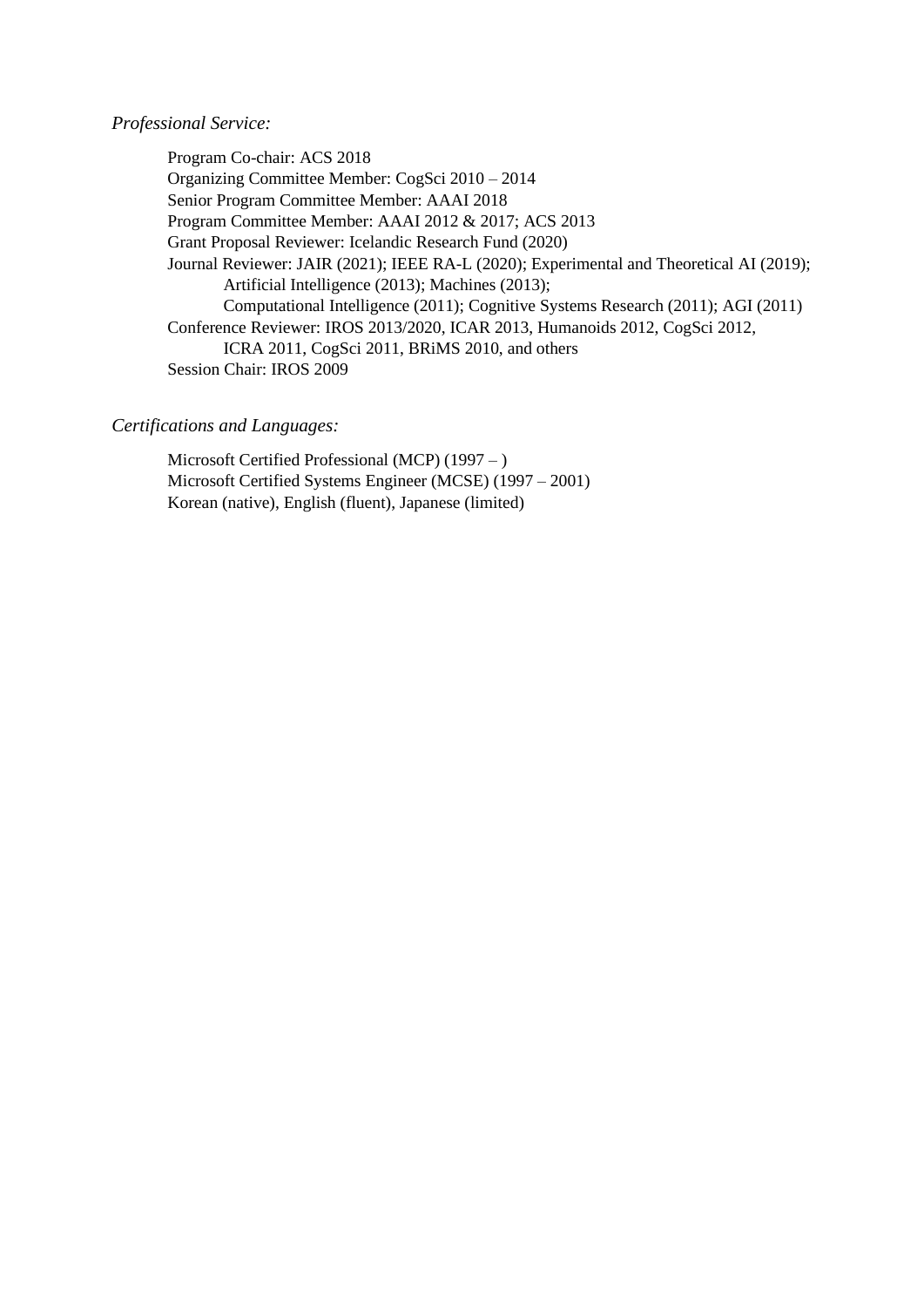*Professional Service:*

Program Co-chair: ACS 2018
Organizing Committee Member: CogSci 2010 – 2014
Senior Program Committee Member: AAAI 2018
Program Committee Member: AAAI 2012 & 2017; ACS 2013
Grant Proposal Reviewer: Icelandic Research Fund (2020)
Journal Reviewer: JAIR (2021); IEEE RA-L (2020); Experimental and Theoretical AI (2019);
Artificial Intelligence (2013); Machines (2013);
Computational Intelligence (2011); Cognitive Systems Research (2011); AGI (2011)
Conference Reviewer: IROS 2013/2020, ICAR 2013, Humanoids 2012, CogSci 2012,
ICRA 2011, CogSci 2011, BRiMS 2010, and others
Session Chair: IROS 2009

*Certifications and Languages:*

Microsoft Certified Professional (MCP) (1997 – )
Microsoft Certified Systems Engineer (MCSE) (1997 – 2001)
Korean (native), English (fluent), Japanese (limited)